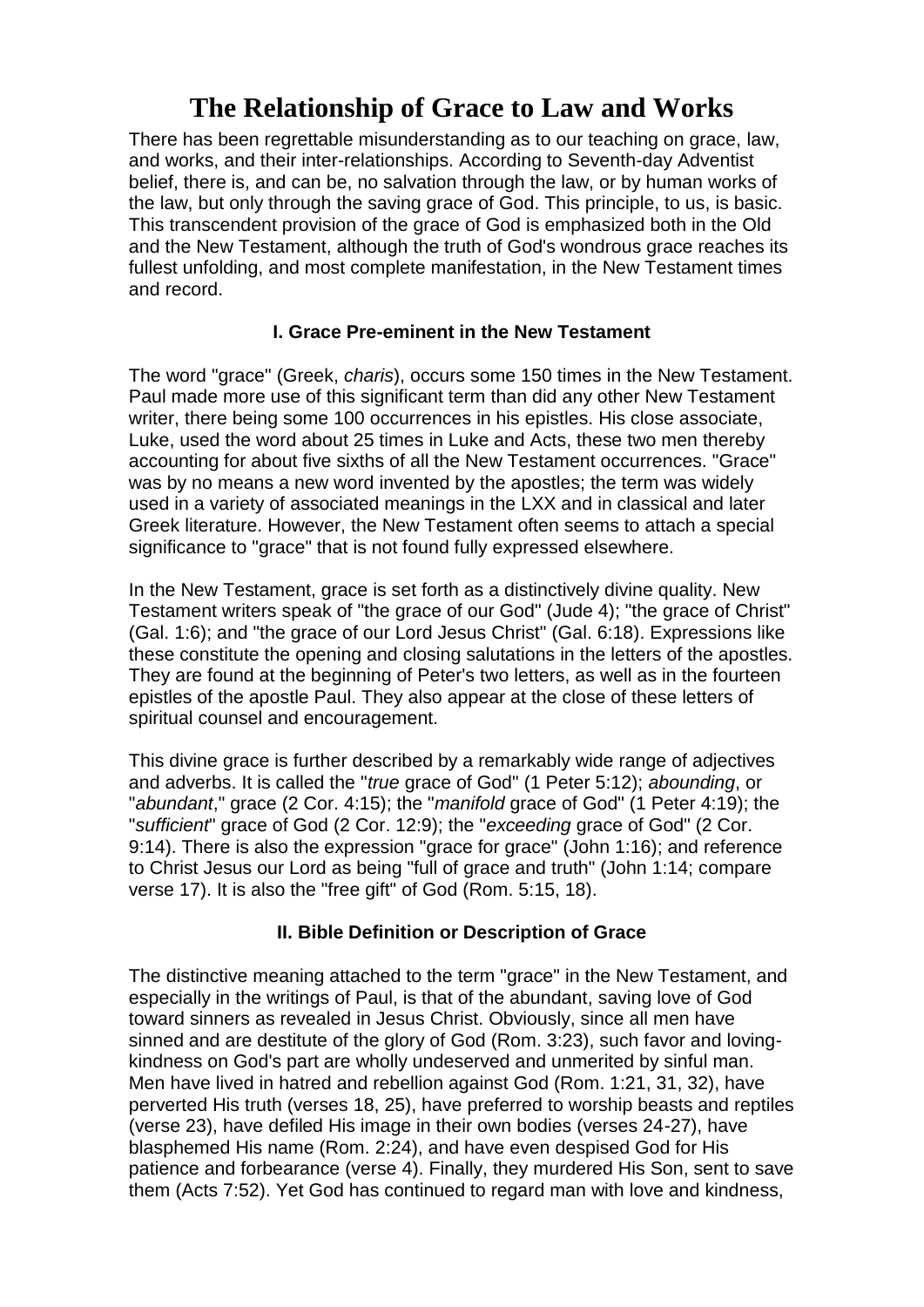# The Relationship of Grace to Law and Works

There has been regrettable misunderstanding as to our teaching on grace, law, and works, and their inter-relationships. According to Seventh-day Adventist belief, there is, and can be, no salvation through the law, or by human works of the law, but only through the saving grace of God. This principle, to us, is basic. This transcendent provision of the grace of God is emphasized both in the Old and the New Testament, although the truth of God's wondrous grace reaches its fullest unfolding, and most complete manifestation, in the New Testament times and record.

### I. Grace Pre-eminent in the New Testament

The word "grace" (Greek, *charis*), occurs some 150 times in the New Testament. Paul made more use of this significant term than did any other New Testament writer, there being some 100 occurrences in his epistles. His close associate, Luke, used the word about 25 times in Luke and Acts, these two men thereby accounting for about five sixths of all the New Testament occurrences. "Grace" was by no means a new word invented by the apostles; the term was widely used in a variety of associated meanings in the LXX and in classical and later Greek literature. However, the New Testament often seems to attach a special significance to "grace" that is not found fully expressed elsewhere.

In the New Testament, grace is set forth as a distinctively divine quality. New Testament writers speak of "the grace of our God" (Jude 4); "the grace of Christ" (Gal. 1:6); and "the grace of our Lord Jesus Christ" (Gal. 6:18). Expressions like these constitute the opening and closing salutations in the letters of the apostles. They are found at the beginning of Peter's two letters, as well as in the fourteen epistles of the apostle Paul. They also appear at the close of these letters of spiritual counsel and encouragement.

This divine grace is further described by a remarkably wide range of adjectives and adverbs. It is called the "*true* grace of God" (1 Peter 5:12); *abounding*, or "*abundant*," grace (2 Cor. 4:15); the "*manifold* grace of God" (1 Peter 4:19); the "*sufficient*" grace of God (2 Cor. 12:9); the "*exceeding* grace of God" (2 Cor. 9:14). There is also the expression "grace for grace" (John 1:16); and reference to Christ Jesus our Lord as being "full of grace and truth" (John 1:14; compare verse 17). It is also the "free gift" of God (Rom. 5:15, 18).

### II. Bible Definition or Description of Grace

The distinctive meaning attached to the term "grace" in the New Testament, and especially in the writings of Paul, is that of the abundant, saving love of God toward sinners as revealed in Jesus Christ. Obviously, since all men have sinned and are destitute of the glory of God (Rom. 3:23), such favor and loving-kindness on God's part are wholly undeserved and unmerited by sinful man. Men have lived in hatred and rebellion against God (Rom. 1:21, 31, 32), have perverted His truth (verses 18, 25), have preferred to worship beasts and reptiles (verse 23), have defiled His image in their own bodies (verses 24-27), have blasphemed His name (Rom. 2:24), and have even despised God for His patience and forbearance (verse 4). Finally, they murdered His Son, sent to save them (Acts 7:52). Yet God has continued to regard man with love and kindness,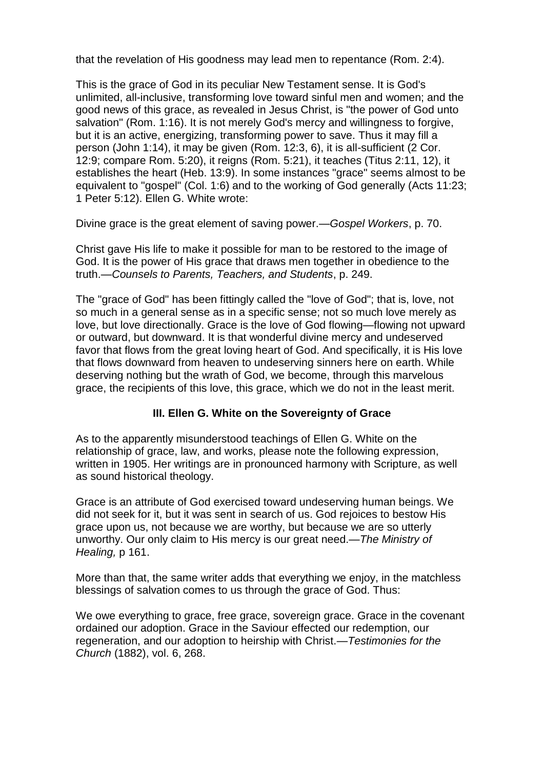that the revelation of His goodness may lead men to repentance (Rom. 2:4).

This is the grace of God in its peculiar New Testament sense. It is God's unlimited, all-inclusive, transforming love toward sinful men and women; and the good news of this grace, as revealed in Jesus Christ, is "the power of God unto salvation" (Rom. 1:16). It is not merely God's mercy and willingness to forgive, but it is an active, energizing, transforming power to save. Thus it may fill a person (John 1:14), it may be given (Rom. 12:3, 6), it is all-sufficient (2 Cor. 12:9; compare Rom. 5:20), it reigns (Rom. 5:21), it teaches (Titus 2:11, 12), it establishes the heart (Heb. 13:9). In some instances "grace" seems almost to be equivalent to "gospel" (Col. 1:6) and to the working of God generally (Acts 11:23; 1 Peter 5:12). Ellen G. White wrote:

Divine grace is the great element of saving power.—*Gospel Workers*, p. 70.

Christ gave His life to make it possible for man to be restored to the image of God. It is the power of His grace that draws men together in obedience to the truth.—*Counsels to Parents, Teachers, and Students*, p. 249.

The "grace of God" has been fittingly called the "love of God"; that is, love, not so much in a general sense as in a specific sense; not so much love merely as love, but love directionally. Grace is the love of God flowing—flowing not upward or outward, but downward. It is that wonderful divine mercy and undeserved favor that flows from the great loving heart of God. And specifically, it is His love that flows downward from heaven to undeserving sinners here on earth. While deserving nothing but the wrath of God, we become, through this marvelous grace, the recipients of this love, this grace, which we do not in the least merit.

## III. Ellen G. White on the Sovereignty of Grace

As to the apparently misunderstood teachings of Ellen G. White on the relationship of grace, law, and works, please note the following expression, written in 1905. Her writings are in pronounced harmony with Scripture, as well as sound historical theology.

Grace is an attribute of God exercised toward undeserving human beings. We did not seek for it, but it was sent in search of us. God rejoices to bestow His grace upon us, not because we are worthy, but because we are so utterly unworthy. Our only claim to His mercy is our great need.—*The Ministry of Healing,* p 161.

More than that, the same writer adds that everything we enjoy, in the matchless blessings of salvation comes to us through the grace of God. Thus:

We owe everything to grace, free grace, sovereign grace. Grace in the covenant ordained our adoption. Grace in the Saviour effected our redemption, our regeneration, and our adoption to heirship with Christ.—*Testimonies for the Church* (1882), vol. 6, 268.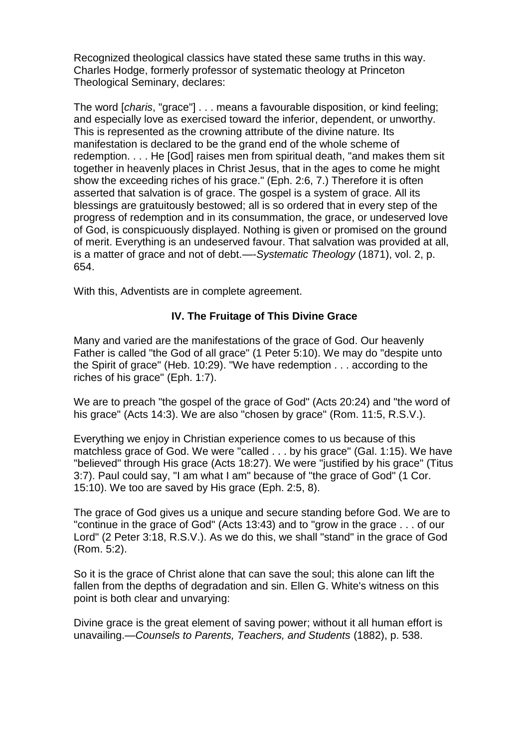Recognized theological classics have stated these same truths in this way. Charles Hodge, formerly professor of systematic theology at Princeton Theological Seminary, declares:

The word [*charis*, "grace"] . . . means a favourable disposition, or kind feeling; and especially love as exercised toward the inferior, dependent, or unworthy. This is represented as the crowning attribute of the divine nature. Its manifestation is declared to be the grand end of the whole scheme of redemption. . . . He [God] raises men from spiritual death, "and makes them sit together in heavenly places in Christ Jesus, that in the ages to come he might show the exceeding riches of his grace." (Eph. 2:6, 7.) Therefore it is often asserted that salvation is of grace. The gospel is a system of grace. All its blessings are gratuitously bestowed; all is so ordered that in every step of the progress of redemption and in its consummation, the grace, or undeserved love of God, is conspicuously displayed. Nothing is given or promised on the ground of merit. Everything is an undeserved favour. That salvation was provided at all, is a matter of grace and not of debt.—-*Systematic Theology* (1871), vol. 2, p. 654.

With this, Adventists are in complete agreement.

### IV. The Fruitage of This Divine Grace

Many and varied are the manifestations of the grace of God. Our heavenly Father is called "the God of all grace" (1 Peter 5:10). We may do "despite unto the Spirit of grace" (Heb. 10:29). "We have redemption . . . according to the riches of his grace" (Eph. 1:7).

We are to preach "the gospel of the grace of God" (Acts 20:24) and "the word of his grace" (Acts 14:3). We are also "chosen by grace" (Rom. 11:5, R.S.V.).

Everything we enjoy in Christian experience comes to us because of this matchless grace of God. We were "called . . . by his grace" (Gal. 1:15). We have "believed" through His grace (Acts 18:27). We were "justified by his grace" (Titus 3:7). Paul could say, "I am what I am" because of "the grace of God" (1 Cor. 15:10). We too are saved by His grace (Eph. 2:5, 8).

The grace of God gives us a unique and secure standing before God. We are to "continue in the grace of God" (Acts 13:43) and to "grow in the grace . . . of our Lord" (2 Peter 3:18, R.S.V.). As we do this, we shall "stand" in the grace of God (Rom. 5:2).

So it is the grace of Christ alone that can save the soul; this alone can lift the fallen from the depths of degradation and sin. Ellen G. White's witness on this point is both clear and unvarying:

Divine grace is the great element of saving power; without it all human effort is unavailing.—*Counsels to Parents, Teachers, and Students* (1882), p. 538.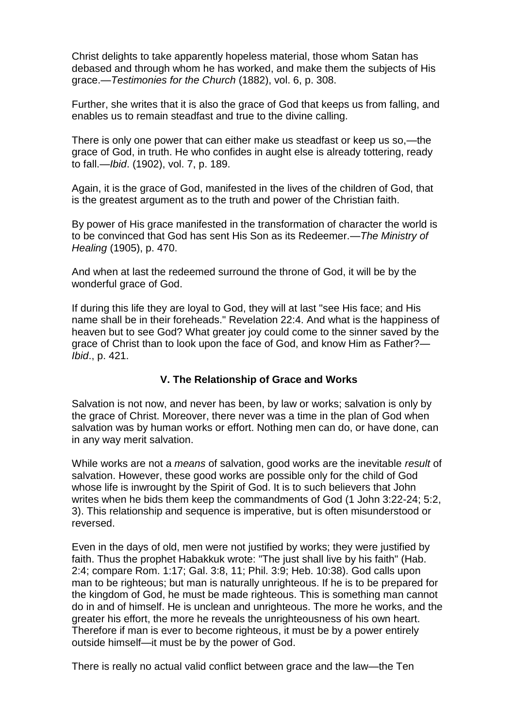Christ delights to take apparently hopeless material, those whom Satan has debased and through whom he has worked, and make them the subjects of His grace.—*Testimonies for the Church* (1882), vol. 6, p. 308.

Further, she writes that it is also the grace of God that keeps us from falling, and enables us to remain steadfast and true to the divine calling.

There is only one power that can either make us steadfast or keep us so,—the grace of God, in truth. He who confides in aught else is already tottering, ready to fall.—*Ibid*. (1902), vol. 7, p. 189.

Again, it is the grace of God, manifested in the lives of the children of God, that is the greatest argument as to the truth and power of the Christian faith.

By power of His grace manifested in the transformation of character the world is to be convinced that God has sent His Son as its Redeemer.—*The Ministry of Healing* (1905), p. 470.

And when at last the redeemed surround the throne of God, it will be by the wonderful grace of God.

If during this life they are loyal to God, they will at last "see His face; and His name shall be in their foreheads." Revelation 22:4. And what is the happiness of heaven but to see God? What greater joy could come to the sinner saved by the grace of Christ than to look upon the face of God, and know Him as Father?—*Ibid*., p. 421.

### V. The Relationship of Grace and Works

Salvation is not now, and never has been, by law or works; salvation is only by the grace of Christ. Moreover, there never was a time in the plan of God when salvation was by human works or effort. Nothing men can do, or have done, can in any way merit salvation.

While works are not a *means* of salvation, good works are the inevitable *result* of salvation. However, these good works are possible only for the child of God whose life is inwrought by the Spirit of God. It is to such believers that John writes when he bids them keep the commandments of God (1 John 3:22-24; 5:2, 3). This relationship and sequence is imperative, but is often misunderstood or reversed.

Even in the days of old, men were not justified by works; they were justified by faith. Thus the prophet Habakkuk wrote: "The just shall live by his faith" (Hab. 2:4; compare Rom. 1:17; Gal. 3:8, 11; Phil. 3:9; Heb. 10:38). God calls upon man to be righteous; but man is naturally unrighteous. If he is to be prepared for the kingdom of God, he must be made righteous. This is something man cannot do in and of himself. He is unclean and unrighteous. The more he works, and the greater his effort, the more he reveals the unrighteousness of his own heart. Therefore if man is ever to become righteous, it must be by a power entirely outside himself—it must be by the power of God.

There is really no actual valid conflict between grace and the law—the Ten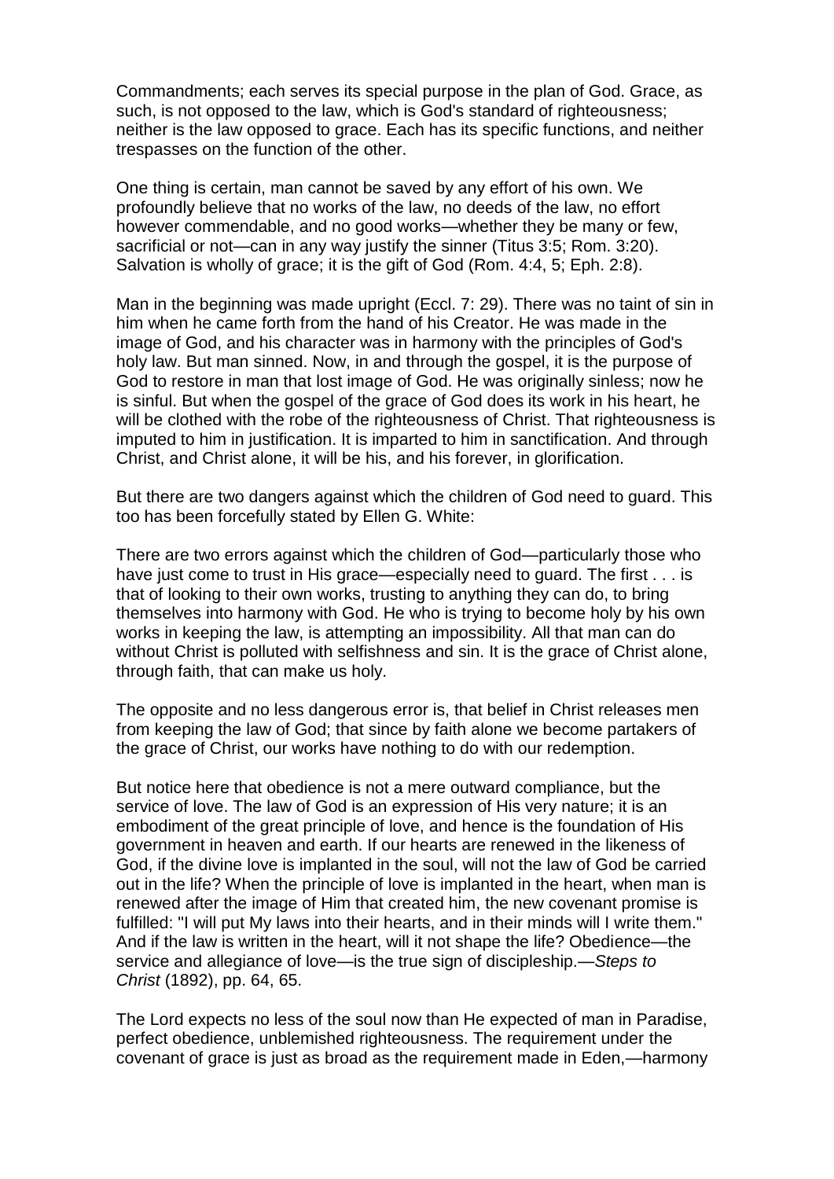Commandments; each serves its special purpose in the plan of God. Grace, as such, is not opposed to the law, which is God's standard of righteousness; neither is the law opposed to grace. Each has its specific functions, and neither trespasses on the function of the other.

One thing is certain, man cannot be saved by any effort of his own. We profoundly believe that no works of the law, no deeds of the law, no effort however commendable, and no good works—whether they be many or few, sacrificial or not—can in any way justify the sinner (Titus 3:5; Rom. 3:20). Salvation is wholly of grace; it is the gift of God (Rom. 4:4, 5; Eph. 2:8).

Man in the beginning was made upright (Eccl. 7: 29). There was no taint of sin in him when he came forth from the hand of his Creator. He was made in the image of God, and his character was in harmony with the principles of God's holy law. But man sinned. Now, in and through the gospel, it is the purpose of God to restore in man that lost image of God. He was originally sinless; now he is sinful. But when the gospel of the grace of God does its work in his heart, he will be clothed with the robe of the righteousness of Christ. That righteousness is imputed to him in justification. It is imparted to him in sanctification. And through Christ, and Christ alone, it will be his, and his forever, in glorification.

But there are two dangers against which the children of God need to guard. This too has been forcefully stated by Ellen G. White:

There are two errors against which the children of God—particularly those who have just come to trust in His grace—especially need to guard. The first . . . is that of looking to their own works, trusting to anything they can do, to bring themselves into harmony with God. He who is trying to become holy by his own works in keeping the law, is attempting an impossibility. All that man can do without Christ is polluted with selfishness and sin. It is the grace of Christ alone, through faith, that can make us holy.

The opposite and no less dangerous error is, that belief in Christ releases men from keeping the law of God; that since by faith alone we become partakers of the grace of Christ, our works have nothing to do with our redemption.

But notice here that obedience is not a mere outward compliance, but the service of love. The law of God is an expression of His very nature; it is an embodiment of the great principle of love, and hence is the foundation of His government in heaven and earth. If our hearts are renewed in the likeness of God, if the divine love is implanted in the soul, will not the law of God be carried out in the life? When the principle of love is implanted in the heart, when man is renewed after the image of Him that created him, the new covenant promise is fulfilled: "I will put My laws into their hearts, and in their minds will I write them." And if the law is written in the heart, will it not shape the life? Obedience—the service and allegiance of love—is the true sign of discipleship.—*Steps to Christ* (1892), pp. 64, 65.

The Lord expects no less of the soul now than He expected of man in Paradise, perfect obedience, unblemished righteousness. The requirement under the covenant of grace is just as broad as the requirement made in Eden,—harmony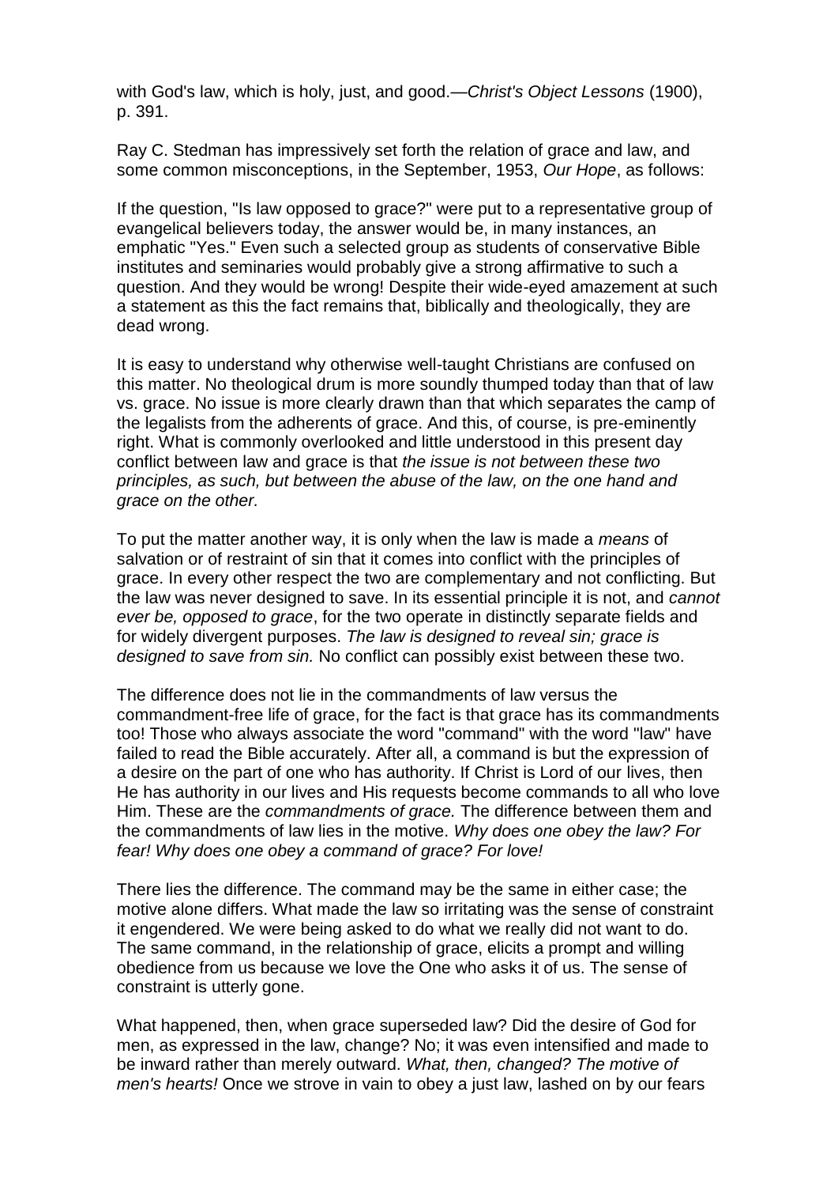with God's law, which is holy, just, and good.—*Christ's Object Lessons* (1900), p. 391.

Ray C. Stedman has impressively set forth the relation of grace and law, and some common misconceptions, in the September, 1953, *Our Hope*, as follows:

If the question, "Is law opposed to grace?" were put to a representative group of evangelical believers today, the answer would be, in many instances, an emphatic "Yes." Even such a selected group as students of conservative Bible institutes and seminaries would probably give a strong affirmative to such a question. And they would be wrong! Despite their wide-eyed amazement at such a statement as this the fact remains that, biblically and theologically, they are dead wrong.

It is easy to understand why otherwise well-taught Christians are confused on this matter. No theological drum is more soundly thumped today than that of law vs. grace. No issue is more clearly drawn than that which separates the camp of the legalists from the adherents of grace. And this, of course, is pre-eminently right. What is commonly overlooked and little understood in this present day conflict between law and grace is that *the issue is not between these two principles, as such, but between the abuse of the law, on the one hand and grace on the other.*

To put the matter another way, it is only when the law is made a *means* of salvation or of restraint of sin that it comes into conflict with the principles of grace. In every other respect the two are complementary and not conflicting. But the law was never designed to save. In its essential principle it is not, and *cannot ever be, opposed to grace*, for the two operate in distinctly separate fields and for widely divergent purposes. *The law is designed to reveal sin; grace is designed to save from sin.* No conflict can possibly exist between these two.

The difference does not lie in the commandments of law versus the commandment-free life of grace, for the fact is that grace has its commandments too! Those who always associate the word "command" with the word "law" have failed to read the Bible accurately. After all, a command is but the expression of a desire on the part of one who has authority. If Christ is Lord of our lives, then He has authority in our lives and His requests become commands to all who love Him. These are the *commandments of grace.* The difference between them and the commandments of law lies in the motive. *Why does one obey the law? For fear! Why does one obey a command of grace? For love!*

There lies the difference. The command may be the same in either case; the motive alone differs. What made the law so irritating was the sense of constraint it engendered. We were being asked to do what we really did not want to do. The same command, in the relationship of grace, elicits a prompt and willing obedience from us because we love the One who asks it of us. The sense of constraint is utterly gone.

What happened, then, when grace superseded law? Did the desire of God for men, as expressed in the law, change? No; it was even intensified and made to be inward rather than merely outward. *What, then, changed? The motive of men's hearts!* Once we strove in vain to obey a just law, lashed on by our fears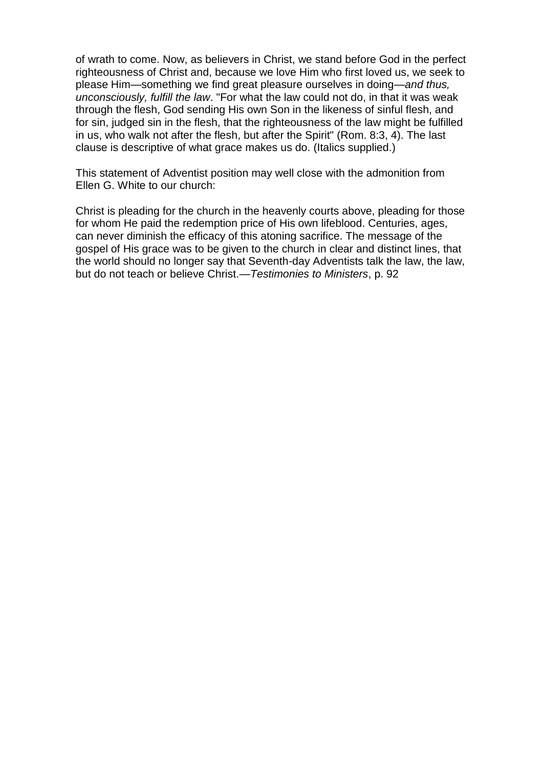of wrath to come. Now, as believers in Christ, we stand before God in the perfect righteousness of Christ and, because we love Him who first loved us, we seek to please Him—something we find great pleasure ourselves in doing—*and thus, unconsciously, fulfill the law*. "For what the law could not do, in that it was weak through the flesh, God sending His own Son in the likeness of sinful flesh, and for sin, judged sin in the flesh, that the righteousness of the law might be fulfilled in us, who walk not after the flesh, but after the Spirit" (Rom. 8:3, 4). The last clause is descriptive of what grace makes us do. (Italics supplied.)

This statement of Adventist position may well close with the admonition from Ellen G. White to our church:

Christ is pleading for the church in the heavenly courts above, pleading for those for whom He paid the redemption price of His own lifeblood. Centuries, ages, can never diminish the efficacy of this atoning sacrifice. The message of the gospel of His grace was to be given to the church in clear and distinct lines, that the world should no longer say that Seventh-day Adventists talk the law, the law, but do not teach or believe Christ.—*Testimonies to Ministers*, p. 92